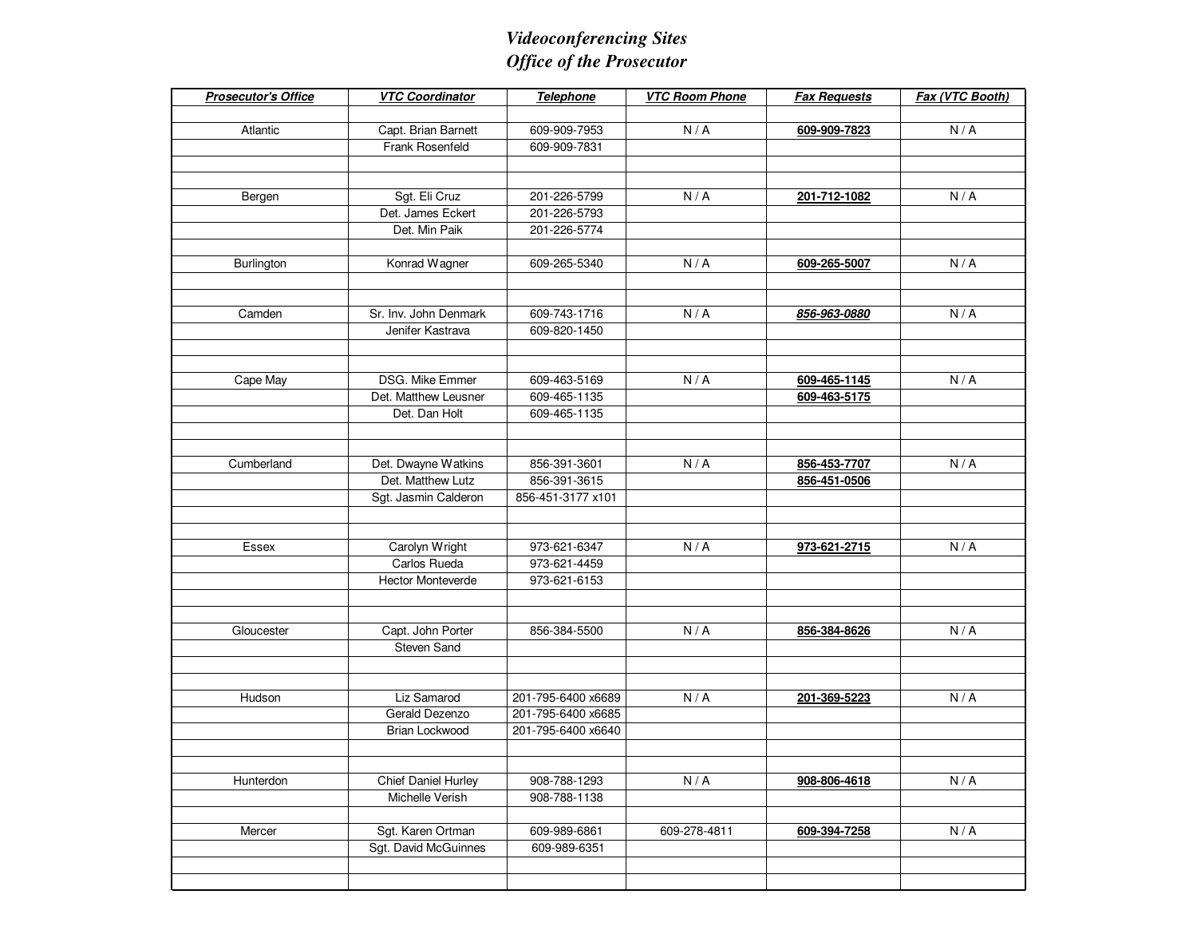# *Videoconferencing Sites*
# *Office of the Prosecutor*

| ***Prosecutor's Office*** | ***VTC Coordinator*** | ***Telephone*** | ***VTC Room Phone*** | ***Fax Requests*** | ***Fax (VTC Booth)*** |
|---|---|---|---|---|---|
| | | | | | |
| Atlantic | Capt. Brian Barnett | 609-909-7953 | N / A | **609-909-7823** | N / A |
| | Frank Rosenfeld | 609-909-7831 | | | |
| | | | | | |
| | | | | | |
| Bergen | Sgt. Eli Cruz | 201-226-5799 | N / A | **201-712-1082** | N / A |
| | Det. James Eckert | 201-226-5793 | | | |
| | Det. Min Paik | 201-226-5774 | | | |
| | | | | | |
| Burlington | Konrad Wagner | 609-265-5340 | N / A | **609-265-5007** | N / A |
| | | | | | |
| | | | | | |
| Camden | Sr. Inv. John Denmark | 609-743-1716 | N / A | ***856-963-0880*** | N / A |
| | Jenifer Kastrava | 609-820-1450 | | | |
| | | | | | |
| | | | | | |
| Cape May | DSG. Mike Emmer | 609-463-5169 | N / A | **609-465-1145** | N / A |
| | Det. Matthew Leusner | 609-465-1135 | | **609-463-5175** | |
| | Det. Dan Holt | 609-465-1135 | | | |
| | | | | | |
| | | | | | |
| Cumberland | Det. Dwayne Watkins | 856-391-3601 | N / A | **856-453-7707** | N / A |
| | Det. Matthew Lutz | 856-391-3615 | | **856-451-0506** | |
| | Sgt. Jasmin Calderon | 856-451-3177 x101 | | | |
| | | | | | |
| | | | | | |
| Essex | Carolyn Wright | 973-621-6347 | N / A | **973-621-2715** | N / A |
| | Carlos Rueda | 973-621-4459 | | | |
| | Hector Monteverde | 973-621-6153 | | | |
| | | | | | |
| | | | | | |
| Gloucester | Capt. John Porter | 856-384-5500 | N / A | **856-384-8626** | N / A |
| | Steven Sand | | | | |
| | | | | | |
| | | | | | |
| Hudson | Liz Samarod | 201-795-6400 x6689 | N / A | **201-369-5223** | N / A |
| | Gerald Dezenzo | 201-795-6400 x6685 | | | |
| | Brian Lockwood | 201-795-6400 x6640 | | | |
| | | | | | |
| | | | | | |
| Hunterdon | Chief Daniel Hurley | 908-788-1293 | N / A | **908-806-4618** | N / A |
| | Michelle Verish | 908-788-1138 | | | |
| | | | | | |
| Mercer | Sgt. Karen Ortman | 609-989-6861 | 609-278-4811 | **609-394-7258** | N / A |
| | Sgt. David McGuinnes | 609-989-6351 | | | |
| | | | | | |
| | | | | | |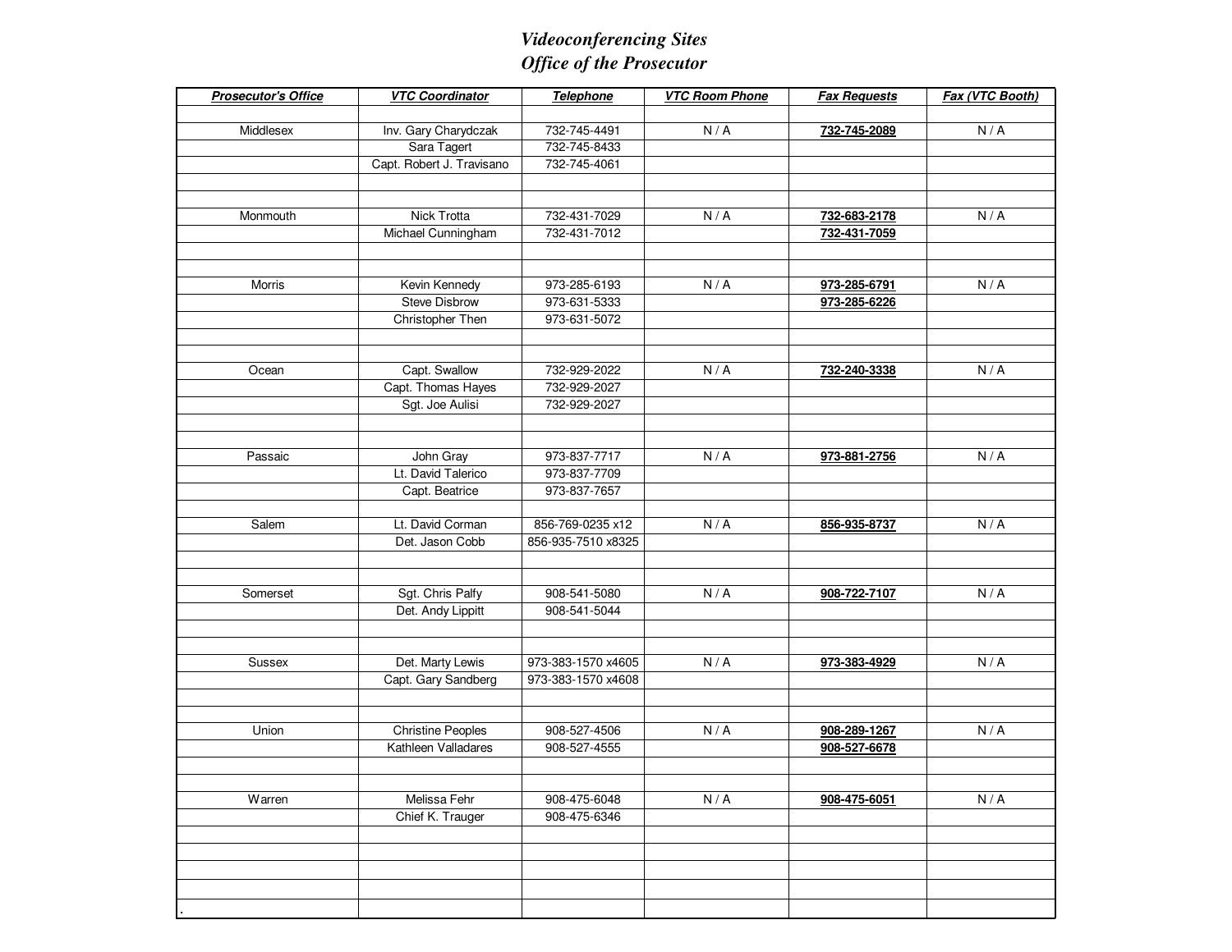# *Videoconferencing Sites*
# *Office of the Prosecutor*

| ***Prosecutor's Office*** | ***VTC Coordinator*** | ***Telephone*** | ***VTC Room Phone*** | ***Fax Requests*** | ***Fax (VTC Booth)*** |
|---|---|---|---|---|---|
| | | | | | |
| Middlesex | Inv. Gary Charydczak | 732-745-4491 | N / A | **732-745-2089** | N / A |
| | Sara Tagert | 732-745-8433 | | | |
| | Capt. Robert J. Travisano | 732-745-4061 | | | |
| | | | | | |
| | | | | | |
| Monmouth | Nick Trotta | 732-431-7029 | N / A | **732-683-2178** | N / A |
| | Michael Cunningham | 732-431-7012 | | **732-431-7059** | |
| | | | | | |
| | | | | | |
| Morris | Kevin Kennedy | 973-285-6193 | N / A | **973-285-6791** | N / A |
| | Steve Disbrow | 973-631-5333 | | **973-285-6226** | |
| | Christopher Then | 973-631-5072 | | | |
| | | | | | |
| | | | | | |
| Ocean | Capt. Swallow | 732-929-2022 | N / A | **732-240-3338** | N / A |
| | Capt. Thomas Hayes | 732-929-2027 | | | |
| | Sgt. Joe Aulisi | 732-929-2027 | | | |
| | | | | | |
| | | | | | |
| Passaic | John Gray | 973-837-7717 | N / A | **973-881-2756** | N / A |
| | Lt. David Talerico | 973-837-7709 | | | |
| | Capt. Beatrice | 973-837-7657 | | | |
| | | | | | |
| Salem | Lt. David Corman | 856-769-0235 x12 | N / A | **856-935-8737** | N / A |
| | Det. Jason Cobb | 856-935-7510 x8325 | | | |
| | | | | | |
| | | | | | |
| Somerset | Sgt. Chris Palfy | 908-541-5080 | N / A | **908-722-7107** | N / A |
| | Det. Andy Lippitt | 908-541-5044 | | | |
| | | | | | |
| | | | | | |
| Sussex | Det. Marty Lewis | 973-383-1570 x4605 | N / A | **973-383-4929** | N / A |
| | Capt. Gary Sandberg | 973-383-1570 x4608 | | | |
| | | | | | |
| | | | | | |
| Union | Christine Peoples | 908-527-4506 | N / A | **908-289-1267** | N / A |
| | Kathleen Valladares | 908-527-4555 | | **908-527-6678** | |
| | | | | | |
| | | | | | |
| Warren | Melissa Fehr | 908-475-6048 | N / A | **908-475-6051** | N / A |
| | Chief K. Trauger | 908-475-6346 | | | |
| | | | | | |
| | | | | | |
| | | | | | |
| | | | | | |
| . | | | | | |